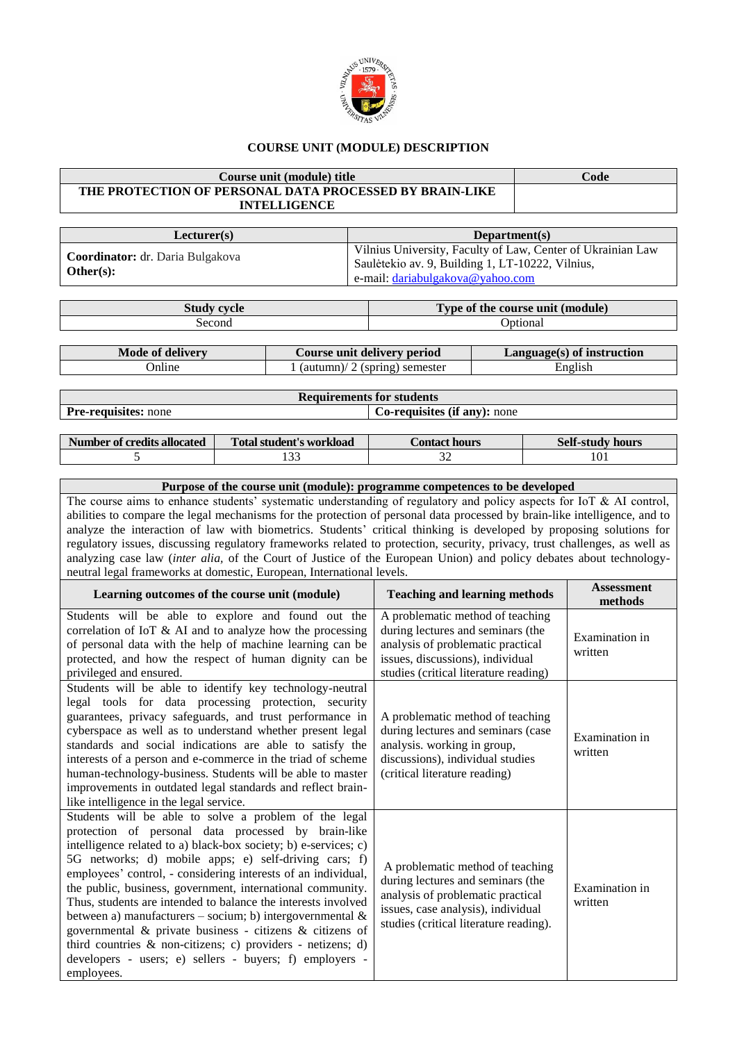## COURSE UNIT (MODULE) DESCRIPTION

| Course unit (module) title | Code |
|---|---|
| **THE PROTECTION OF PERSONAL DATA PROCESSED BY BRAIN-LIKE INTELLIGENCE** | |

| Lecturer(s) | Department(s) |
|---|---|
| **Coordinator:** dr. Daria Bulgakova<br>**Other(s):** | Vilnius University, Faculty of Law, Center of Ukrainian Law<br>Saulėtekio av. 9, Building 1, LT-10222, Vilnius,<br>e-mail: dariabulgakova@yahoo.com |

| Study cycle | Type of the course unit (module) |
|---|---|
| Second | Optional |

| Mode of delivery | Course unit delivery period | Language(s) of instruction |
|---|---|---|
| Online | 1 (autumn)/ 2 (spring) semester | English |

| Requirements for students | |
|---|---|
| **Pre-requisites:** none | **Co-requisites (if any):** none |

| Number of credits allocated | Total student's workload | Contact hours | Self-study hours |
|---|---|---|---|
| 5 | 133 | 32 | 101 |

| Purpose of the course unit (module): programme competences to be developed | | |
|---|---|---|
| The course aims to enhance students' systematic understanding of regulatory and policy aspects for IoT & AI control, abilities to compare the legal mechanisms for the protection of personal data processed by brain-like intelligence, and to analyze the interaction of law with biometrics. Students' critical thinking is developed by proposing solutions for regulatory issues, discussing regulatory frameworks related to protection, security, privacy, trust challenges, as well as analyzing case law (*inter alia*, of the Court of Justice of the European Union) and policy debates about technology-neutral legal frameworks at domestic, European, International levels. | | |
| **Learning outcomes of the course unit (module)** | **Teaching and learning methods** | **Assessment methods** |
| Students will be able to explore and found out the correlation of IoT & AI and to analyze how the processing of personal data with the help of machine learning can be protected, and how the respect of human dignity can be privileged and ensured. | A problematic method of teaching during lectures and seminars (the analysis of problematic practical issues, discussions), individual studies (critical literature reading) | Examination in written |
| Students will be able to identify key technology-neutral legal tools for data processing protection, security guarantees, privacy safeguards, and trust performance in cyberspace as well as to understand whether present legal standards and social indications are able to satisfy the interests of a person and e-commerce in the triad of scheme human-technology-business. Students will be able to master improvements in outdated legal standards and reflect brain-like intelligence in the legal service. | A problematic method of teaching during lectures and seminars (case analysis. working in group, discussions), individual studies (critical literature reading) | Examination in written |
| Students will be able to solve a problem of the legal protection of personal data processed by brain-like intelligence related to a) black-box society; b) e-services; c) 5G networks; d) mobile apps; e) self-driving cars; f) employees' control, - considering interests of an individual, the public, business, government, international community. Thus, students are intended to balance the interests involved between a) manufacturers – socium; b) intergovernmental & governmental & private business - citizens & citizens of third countries & non-citizens; c) providers - netizens; d) developers - users; e) sellers - buyers; f) employers - employees. | A problematic method of teaching during lectures and seminars (the analysis of problematic practical issues, case analysis), individual studies (critical literature reading). | Examination in written |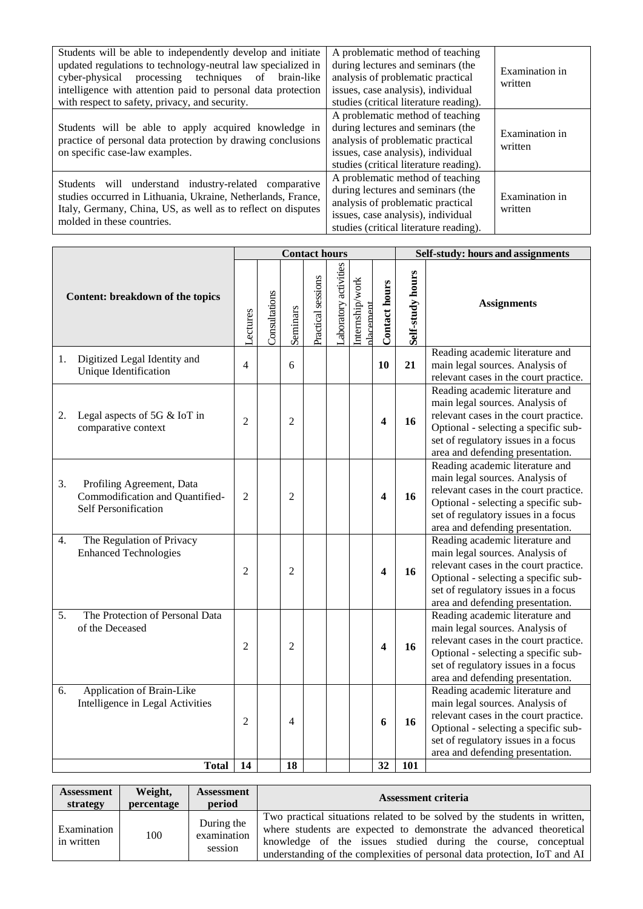| | | |
|---|---|---|
| Students will be able to independently develop and initiate updated regulations to technology-neutral law specialized in cyber-physical processing techniques of brain-like intelligence with attention paid to personal data protection with respect to safety, privacy, and security. | A problematic method of teaching during lectures and seminars (the analysis of problematic practical issues, case analysis), individual studies (critical literature reading). | Examination in written |
| Students will be able to apply acquired knowledge in practice of personal data protection by drawing conclusions on specific case-law examples. | A problematic method of teaching during lectures and seminars (the analysis of problematic practical issues, case analysis), individual studies (critical literature reading). | Examination in written |
| Students will understand industry-related comparative studies occurred in Lithuania, Ukraine, Netherlands, France, Italy, Germany, China, US, as well as to reflect on disputes molded in these countries. | A problematic method of teaching during lectures and seminars (the analysis of problematic practical issues, case analysis), individual studies (critical literature reading). | Examination in written |

| Content: breakdown of the topics | Contact hours | | | | | | | Self-study: hours and assignments | |
|---|---|---|---|---|---|---|---|---|---|
| | Lectures | Consultations | Seminars | Practical sessions | Laboratory activities | Internship/work placement | **Contact hours** | **Self-study hours** | **Assignments** |
| 1. Digitized Legal Identity and Unique Identification | 4 | | 6 | | | | **10** | **21** | Reading academic literature and main legal sources. Analysis of relevant cases in the court practice. |
| 2. Legal aspects of 5G & IoT in comparative context | 2 | | 2 | | | | **4** | **16** | Reading academic literature and main legal sources. Analysis of relevant cases in the court practice. Optional - selecting a specific sub-set of regulatory issues in a focus area and defending presentation. |
| 3. Profiling Agreement, Data Commodification and Quantified-Self Personification | 2 | | 2 | | | | **4** | **16** | Reading academic literature and main legal sources. Analysis of relevant cases in the court practice. Optional - selecting a specific sub-set of regulatory issues in a focus area and defending presentation. |
| 4. The Regulation of Privacy Enhanced Technologies | 2 | | 2 | | | | **4** | **16** | Reading academic literature and main legal sources. Analysis of relevant cases in the court practice. Optional - selecting a specific sub-set of regulatory issues in a focus area and defending presentation. |
| 5. The Protection of Personal Data of the Deceased | 2 | | 2 | | | | **4** | **16** | Reading academic literature and main legal sources. Analysis of relevant cases in the court practice. Optional - selecting a specific sub-set of regulatory issues in a focus area and defending presentation. |
| 6. Application of Brain-Like Intelligence in Legal Activities | 2 | | 4 | | | | **6** | **16** | Reading academic literature and main legal sources. Analysis of relevant cases in the court practice. Optional - selecting a specific sub-set of regulatory issues in a focus area and defending presentation. |
| **Total** | **14** | | **18** | | | | **32** | **101** | |

| Assessment strategy | Weight, percentage | Assessment period | Assessment criteria |
|---|---|---|---|
| Examination in written | 100 | During the examination session | Two practical situations related to be solved by the students in written, where students are expected to demonstrate the advanced theoretical knowledge of the issues studied during the course, conceptual understanding of the complexities of personal data protection, IoT and AI |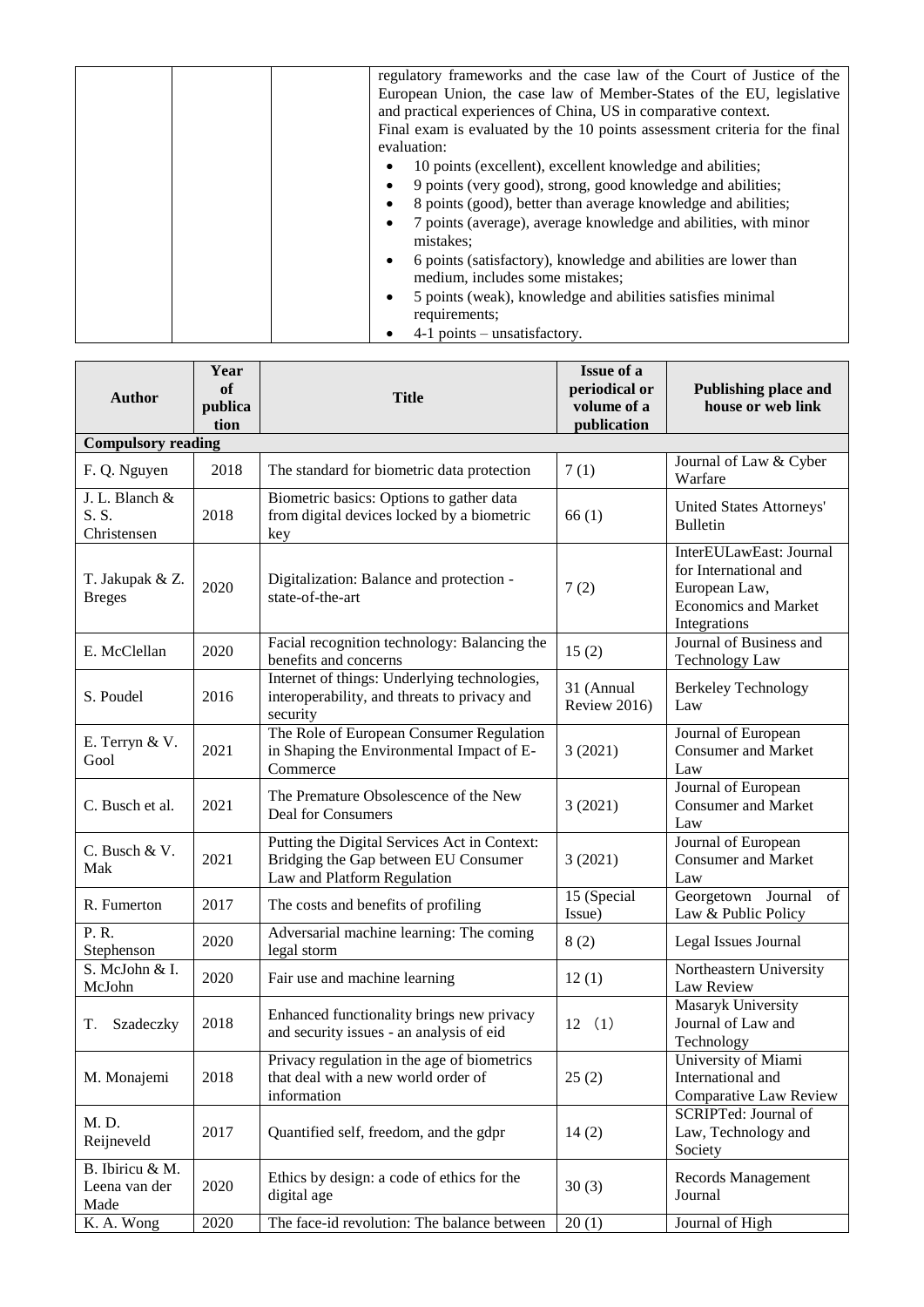| | | |
|---|---|---|
| | | regulatory frameworks and the case law of the Court of Justice of the European Union, the case law of Member-States of the EU, legislative and practical experiences of China, US in comparative context.<br>Final exam is evaluated by the 10 points assessment criteria for the final evaluation:<br>• 10 points (excellent), excellent knowledge and abilities;<br>• 9 points (very good), strong, good knowledge and abilities;<br>• 8 points (good), better than average knowledge and abilities;<br>• 7 points (average), average knowledge and abilities, with minor mistakes;<br>• 6 points (satisfactory), knowledge and abilities are lower than medium, includes some mistakes;<br>• 5 points (weak), knowledge and abilities satisfies minimal requirements;<br>• 4-1 points – unsatisfactory. |

| Author | Year of publication | Title | Issue of a periodical or volume of a publication | Publishing place and house or web link |
|---|---|---|---|---|
| **Compulsory reading** | | | | |
| F. Q. Nguyen | 2018 | The standard for biometric data protection | 7 (1) | Journal of Law & Cyber Warfare |
| J. L. Blanch & S. S. Christensen | 2018 | Biometric basics: Options to gather data from digital devices locked by a biometric key | 66 (1) | United States Attorneys' Bulletin |
| T. Jakupak & Z. Breges | 2020 | Digitalization: Balance and protection - state-of-the-art | 7 (2) | InterEULawEast: Journal for International and European Law, Economics and Market Integrations |
| E. McClellan | 2020 | Facial recognition technology: Balancing the benefits and concerns | 15 (2) | Journal of Business and Technology Law |
| S. Poudel | 2016 | Internet of things: Underlying technologies, interoperability, and threats to privacy and security | 31 (Annual Review 2016) | Berkeley Technology Law |
| E. Terryn & V. Gool | 2021 | The Role of European Consumer Regulation in Shaping the Environmental Impact of E-Commerce | 3 (2021) | Journal of European Consumer and Market Law |
| C. Busch et al. | 2021 | The Premature Obsolescence of the New Deal for Consumers | 3 (2021) | Journal of European Consumer and Market Law |
| C. Busch & V. Mak | 2021 | Putting the Digital Services Act in Context: Bridging the Gap between EU Consumer Law and Platform Regulation | 3 (2021) | Journal of European Consumer and Market Law |
| R. Fumerton | 2017 | The costs and benefits of profiling | 15 (Special Issue) | Georgetown Journal of Law & Public Policy |
| P. R. Stephenson | 2020 | Adversarial machine learning: The coming legal storm | 8 (2) | Legal Issues Journal |
| S. McJohn & I. McJohn | 2020 | Fair use and machine learning | 12 (1) | Northeastern University Law Review |
| T. Szadeczky | 2018 | Enhanced functionality brings new privacy and security issues - an analysis of eid | 12 （1） | Masaryk University Journal of Law and Technology |
| M. Monajemi | 2018 | Privacy regulation in the age of biometrics that deal with a new world order of information | 25 (2) | University of Miami International and Comparative Law Review |
| M. D. Reijneveld | 2017 | Quantified self, freedom, and the gdpr | 14 (2) | SCRIPTed: Journal of Law, Technology and Society |
| B. Ibiricu & M. Leena van der Made | 2020 | Ethics by design: a code of ethics for the digital age | 30 (3) | Records Management Journal |
| K. A. Wong | 2020 | The face-id revolution: The balance between | 20 (1) | Journal of High |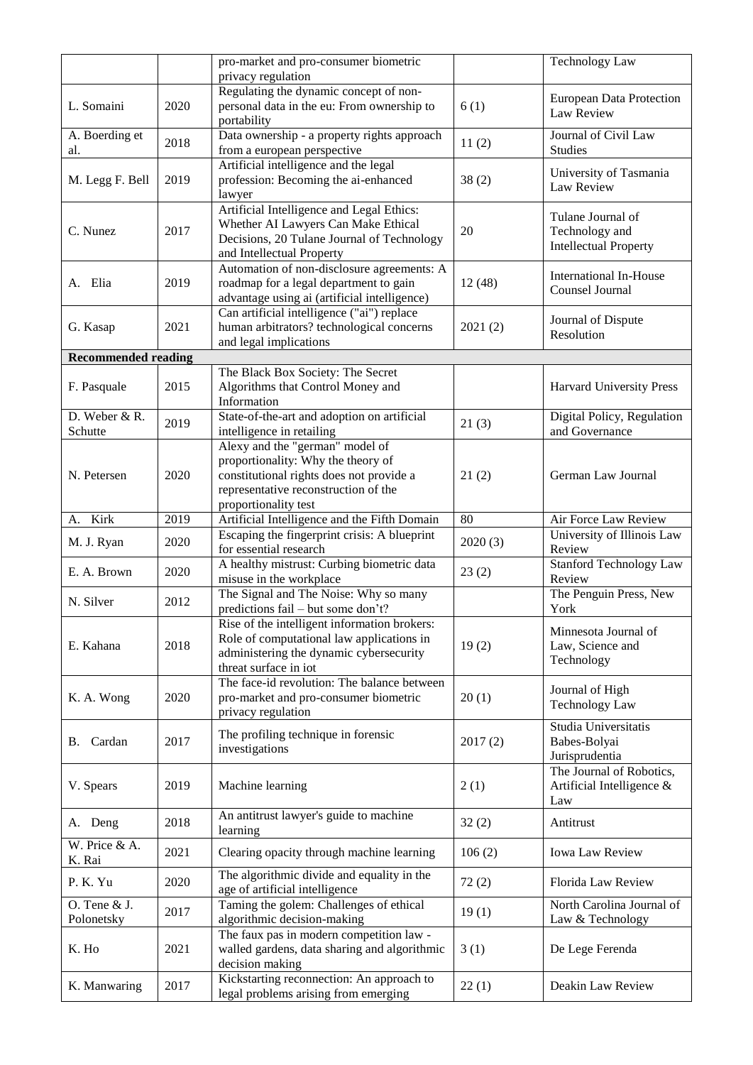|  |  | pro-market and pro-consumer biometric privacy regulation |  | Technology Law |
|---|---|---|---|---|
| L. Somaini | 2020 | Regulating the dynamic concept of non-personal data in the eu: From ownership to portability | 6 (1) | European Data Protection Law Review |
| A. Boerding et al. | 2018 | Data ownership - a property rights approach from a european perspective | 11 (2) | Journal of Civil Law Studies |
| M. Legg F. Bell | 2019 | Artificial intelligence and the legal profession: Becoming the ai-enhanced lawyer | 38 (2) | University of Tasmania Law Review |
| C. Nunez | 2017 | Artificial Intelligence and Legal Ethics: Whether AI Lawyers Can Make Ethical Decisions, 20 Tulane Journal of Technology and Intellectual Property | 20 | Tulane Journal of Technology and Intellectual Property |
| A. Elia | 2019 | Automation of non-disclosure agreements: A roadmap for a legal department to gain advantage using ai (artificial intelligence) | 12 (48) | International In-House Counsel Journal |
| G. Kasap | 2021 | Can artificial intelligence ("ai") replace human arbitrators? technological concerns and legal implications | 2021 (2) | Journal of Dispute Resolution |
| **Recommended reading** |  |  |  |  |
| F. Pasquale | 2015 | The Black Box Society: The Secret Algorithms that Control Money and Information |  | Harvard University Press |
| D. Weber & R. Schutte | 2019 | State-of-the-art and adoption on artificial intelligence in retailing | 21 (3) | Digital Policy, Regulation and Governance |
| N. Petersen | 2020 | Alexy and the "german" model of proportionality: Why the theory of constitutional rights does not provide a representative reconstruction of the proportionality test | 21 (2) | German Law Journal |
| A. Kirk | 2019 | Artificial Intelligence and the Fifth Domain | 80 | Air Force Law Review |
| M. J. Ryan | 2020 | Escaping the fingerprint crisis: A blueprint for essential research | 2020 (3) | University of Illinois Law Review |
| E. A. Brown | 2020 | A healthy mistrust: Curbing biometric data misuse in the workplace | 23 (2) | Stanford Technology Law Review |
| N. Silver | 2012 | The Signal and The Noise: Why so many predictions fail – but some don't? |  | The Penguin Press, New York |
| E. Kahana | 2018 | Rise of the intelligent information brokers: Role of computational law applications in administering the dynamic cybersecurity threat surface in iot | 19 (2) | Minnesota Journal of Law, Science and Technology |
| K. A. Wong | 2020 | The face-id revolution: The balance between pro-market and pro-consumer biometric privacy regulation | 20 (1) | Journal of High Technology Law |
| B. Cardan | 2017 | The profiling technique in forensic investigations | 2017 (2) | Studia Universitatis Babes-Bolyai Jurisprudentia |
| V. Spears | 2019 | Machine learning | 2 (1) | The Journal of Robotics, Artificial Intelligence & Law |
| A. Deng | 2018 | An antitrust lawyer's guide to machine learning | 32 (2) | Antitrust |
| W. Price & A. K. Rai | 2021 | Clearing opacity through machine learning | 106 (2) | Iowa Law Review |
| P. K. Yu | 2020 | The algorithmic divide and equality in the age of artificial intelligence | 72 (2) | Florida Law Review |
| O. Tene & J. Polonetsky | 2017 | Taming the golem: Challenges of ethical algorithmic decision-making | 19 (1) | North Carolina Journal of Law & Technology |
| K. Ho | 2021 | The faux pas in modern competition law - walled gardens, data sharing and algorithmic decision making | 3 (1) | De Lege Ferenda |
| K. Manwaring | 2017 | Kickstarting reconnection: An approach to legal problems arising from emerging | 22 (1) | Deakin Law Review |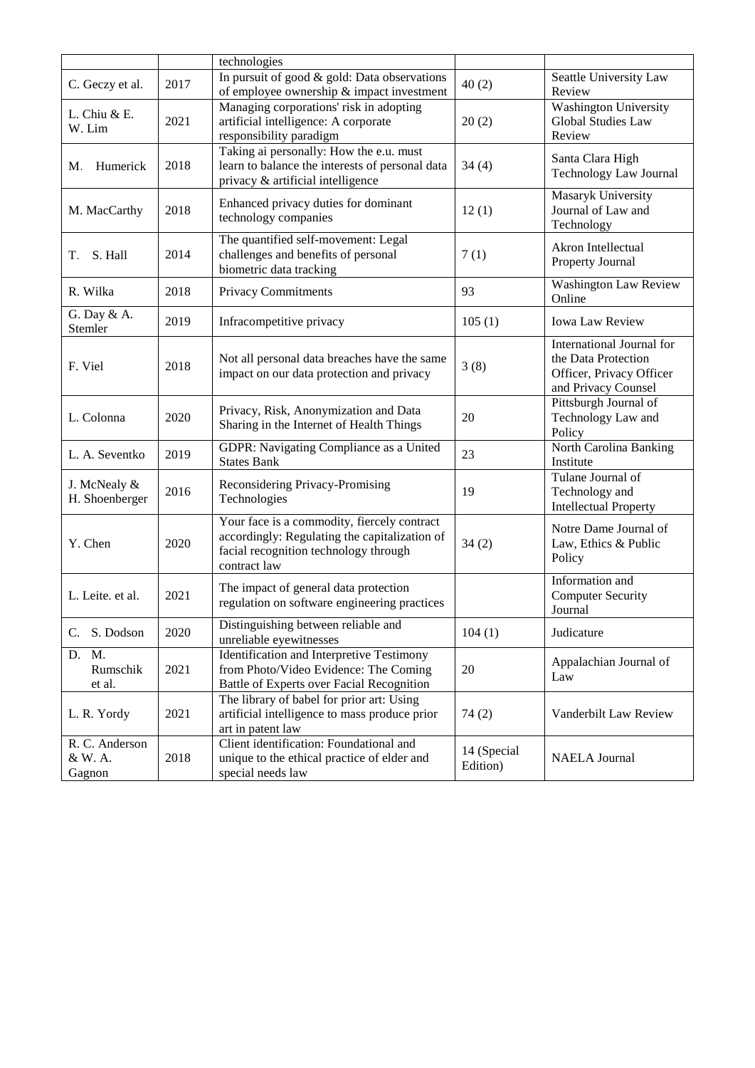| | | | | |
|---|---|---|---|---|
| | | technologies | | |
| C. Geczy et al. | 2017 | In pursuit of good & gold: Data observations of employee ownership & impact investment | 40 (2) | Seattle University Law Review |
| L. Chiu & E. W. Lim | 2021 | Managing corporations' risk in adopting artificial intelligence: A corporate responsibility paradigm | 20 (2) | Washington University Global Studies Law Review |
| M. Humerick | 2018 | Taking ai personally: How the e.u. must learn to balance the interests of personal data privacy & artificial intelligence | 34 (4) | Santa Clara High Technology Law Journal |
| M. MacCarthy | 2018 | Enhanced privacy duties for dominant technology companies | 12 (1) | Masaryk University Journal of Law and Technology |
| T. S. Hall | 2014 | The quantified self-movement: Legal challenges and benefits of personal biometric data tracking | 7 (1) | Akron Intellectual Property Journal |
| R. Wilka | 2018 | Privacy Commitments | 93 | Washington Law Review Online |
| G. Day & A. Stemler | 2019 | Infracompetitive privacy | 105 (1) | Iowa Law Review |
| F. Viel | 2018 | Not all personal data breaches have the same impact on our data protection and privacy | 3 (8) | International Journal for the Data Protection Officer, Privacy Officer and Privacy Counsel |
| L. Colonna | 2020 | Privacy, Risk, Anonymization and Data Sharing in the Internet of Health Things | 20 | Pittsburgh Journal of Technology Law and Policy |
| L. A. Seventko | 2019 | GDPR: Navigating Compliance as a United States Bank | 23 | North Carolina Banking Institute |
| J. McNealy & H. Shoenberger | 2016 | Reconsidering Privacy-Promising Technologies | 19 | Tulane Journal of Technology and Intellectual Property |
| Y. Chen | 2020 | Your face is a commodity, fiercely contract accordingly: Regulating the capitalization of facial recognition technology through contract law | 34 (2) | Notre Dame Journal of Law, Ethics & Public Policy |
| L. Leite. et al. | 2021 | The impact of general data protection regulation on software engineering practices | | Information and Computer Security Journal |
| C. S. Dodson | 2020 | Distinguishing between reliable and unreliable eyewitnesses | 104 (1) | Judicature |
| D. M. Rumschik et al. | 2021 | Identification and Interpretive Testimony from Photo/Video Evidence: The Coming Battle of Experts over Facial Recognition | 20 | Appalachian Journal of Law |
| L. R. Yordy | 2021 | The library of babel for prior art: Using artificial intelligence to mass produce prior art in patent law | 74 (2) | Vanderbilt Law Review |
| R. C. Anderson & W. A. Gagnon | 2018 | Client identification: Foundational and unique to the ethical practice of elder and special needs law | 14 (Special Edition) | NAELA Journal |